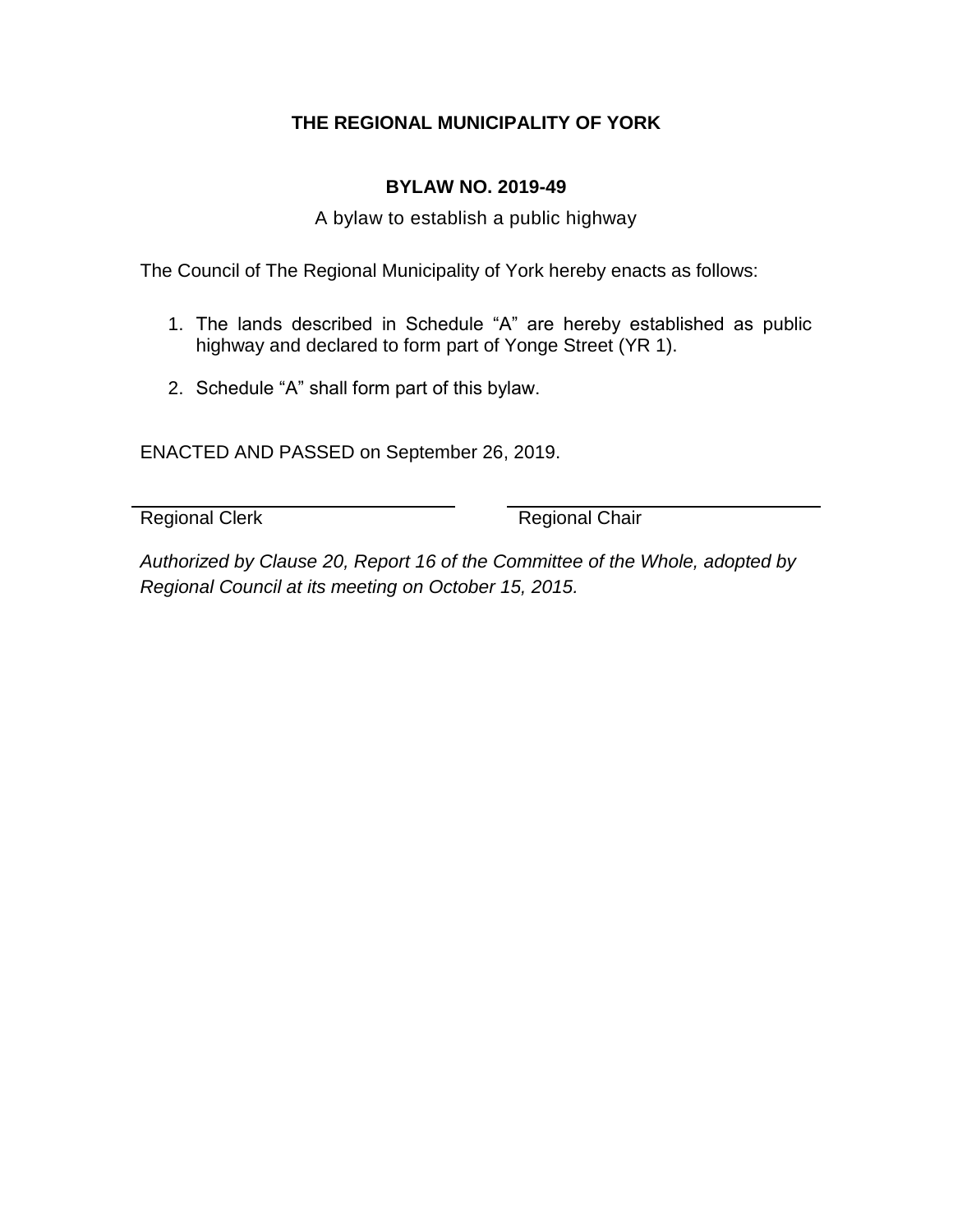# THE REGIONAL MUNICIPALITY OF YORK

## BYLAW NO. 2019-49

A bylaw to establish a public highway

The Council of The Regional Municipality of York hereby enacts as follows:

1. The lands described in Schedule "A" are hereby established as public highway and declared to form part of Yonge Street (YR 1).
2. Schedule "A" shall form part of this bylaw.

ENACTED AND PASSED on September 26, 2019.

| Regional Clerk | Regional Chair |
|---|---|

*Authorized by Clause 20, Report 16 of the Committee of the Whole, adopted by Regional Council at its meeting on October 15, 2015.*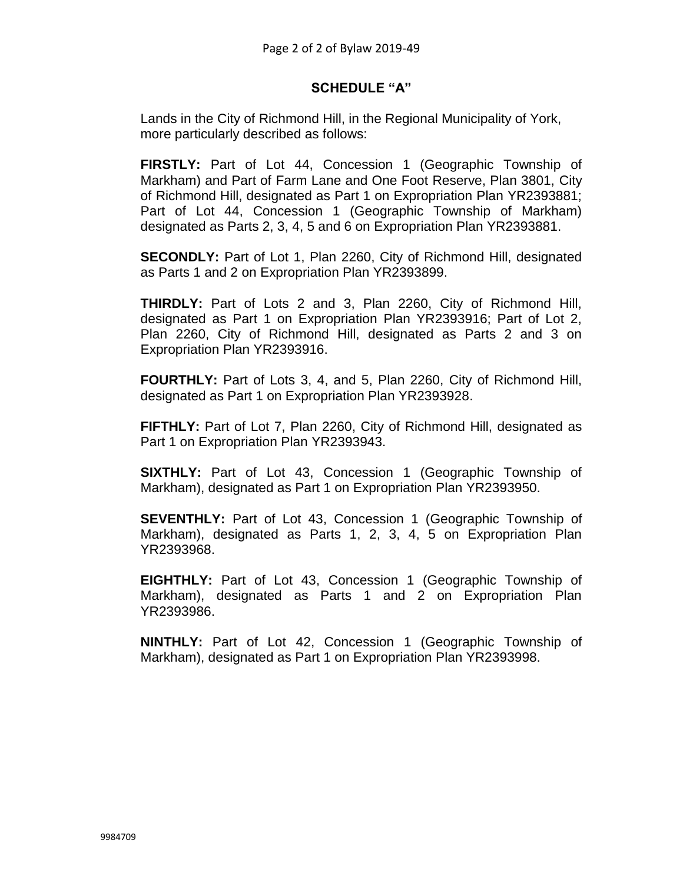## SCHEDULE "A"

Lands in the City of Richmond Hill, in the Regional Municipality of York, more particularly described as follows:

**FIRSTLY:** Part of Lot 44, Concession 1 (Geographic Township of Markham) and Part of Farm Lane and One Foot Reserve, Plan 3801, City of Richmond Hill, designated as Part 1 on Expropriation Plan YR2393881; Part of Lot 44, Concession 1 (Geographic Township of Markham) designated as Parts 2, 3, 4, 5 and 6 on Expropriation Plan YR2393881.

**SECONDLY:** Part of Lot 1, Plan 2260, City of Richmond Hill, designated as Parts 1 and 2 on Expropriation Plan YR2393899.

**THIRDLY:** Part of Lots 2 and 3, Plan 2260, City of Richmond Hill, designated as Part 1 on Expropriation Plan YR2393916; Part of Lot 2, Plan 2260, City of Richmond Hill, designated as Parts 2 and 3 on Expropriation Plan YR2393916.

**FOURTHLY:** Part of Lots 3, 4, and 5, Plan 2260, City of Richmond Hill, designated as Part 1 on Expropriation Plan YR2393928.

**FIFTHLY:** Part of Lot 7, Plan 2260, City of Richmond Hill, designated as Part 1 on Expropriation Plan YR2393943.

**SIXTHLY:** Part of Lot 43, Concession 1 (Geographic Township of Markham), designated as Part 1 on Expropriation Plan YR2393950.

**SEVENTHLY:** Part of Lot 43, Concession 1 (Geographic Township of Markham), designated as Parts 1, 2, 3, 4, 5 on Expropriation Plan YR2393968.

**EIGHTHLY:** Part of Lot 43, Concession 1 (Geographic Township of Markham), designated as Parts 1 and 2 on Expropriation Plan YR2393986.

**NINTHLY:** Part of Lot 42, Concession 1 (Geographic Township of Markham), designated as Part 1 on Expropriation Plan YR2393998.

9984709